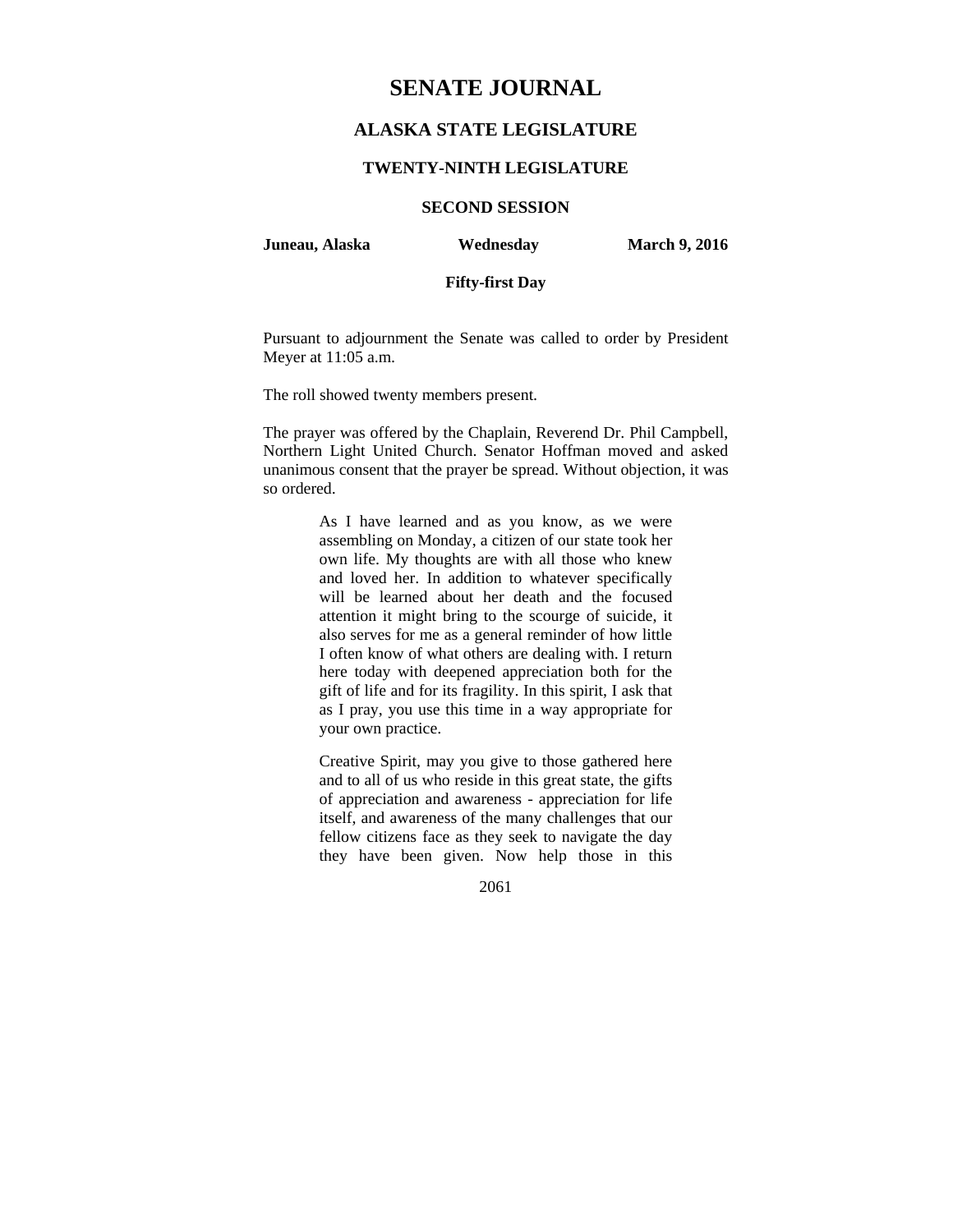# SENATE JOURNAL

## ALASKA STATE LEGISLATURE

### TWENTY-NINTH LEGISLATURE

### SECOND SESSION

**Juneau, Alaska** **Wednesday** **March 9, 2016**

**Fifty-first Day**

Pursuant to adjournment the Senate was called to order by President Meyer at 11:05 a.m.

The roll showed twenty members present.

The prayer was offered by the Chaplain, Reverend Dr. Phil Campbell, Northern Light United Church. Senator Hoffman moved and asked unanimous consent that the prayer be spread. Without objection, it was so ordered.

> As I have learned and as you know, as we were assembling on Monday, a citizen of our state took her own life. My thoughts are with all those who knew and loved her. In addition to whatever specifically will be learned about her death and the focused attention it might bring to the scourge of suicide, it also serves for me as a general reminder of how little I often know of what others are dealing with. I return here today with deepened appreciation both for the gift of life and for its fragility. In this spirit, I ask that as I pray, you use this time in a way appropriate for your own practice.
>
> Creative Spirit, may you give to those gathered here and to all of us who reside in this great state, the gifts of appreciation and awareness - appreciation for life itself, and awareness of the many challenges that our fellow citizens face as they seek to navigate the day they have been given. Now help those in this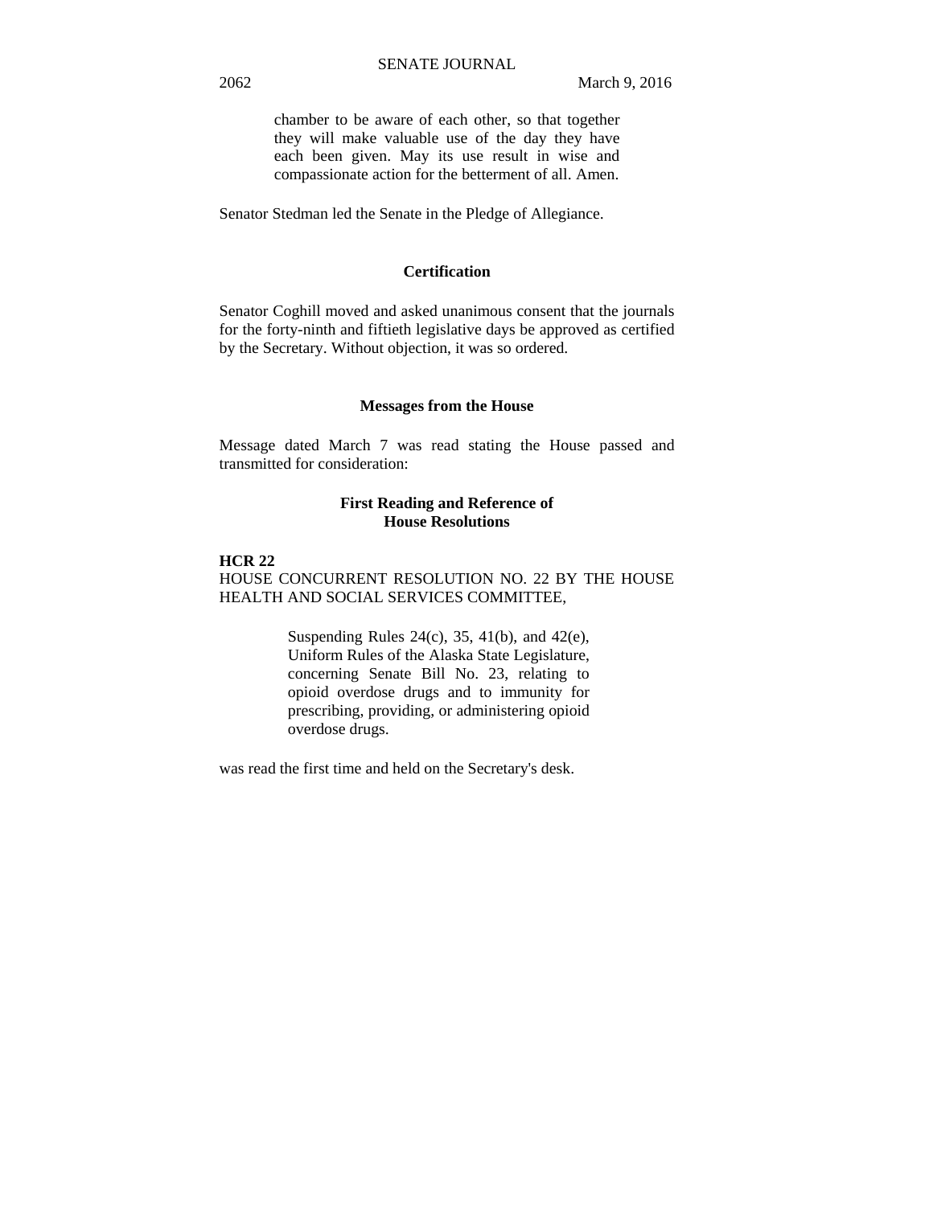chamber to be aware of each other, so that together they will make valuable use of the day they have each been given. May its use result in wise and compassionate action for the betterment of all. Amen.

Senator Stedman led the Senate in the Pledge of Allegiance.

## Certification

Senator Coghill moved and asked unanimous consent that the journals for the forty-ninth and fiftieth legislative days be approved as certified by the Secretary. Without objection, it was so ordered.

## Messages from the House

Message dated March 7 was read stating the House passed and transmitted for consideration:

## First Reading and Reference of House Resolutions

**HCR 22**
HOUSE CONCURRENT RESOLUTION NO. 22 BY THE HOUSE HEALTH AND SOCIAL SERVICES COMMITTEE,

> Suspending Rules 24(c), 35, 41(b), and 42(e), Uniform Rules of the Alaska State Legislature, concerning Senate Bill No. 23, relating to opioid overdose drugs and to immunity for prescribing, providing, or administering opioid overdose drugs.

was read the first time and held on the Secretary's desk.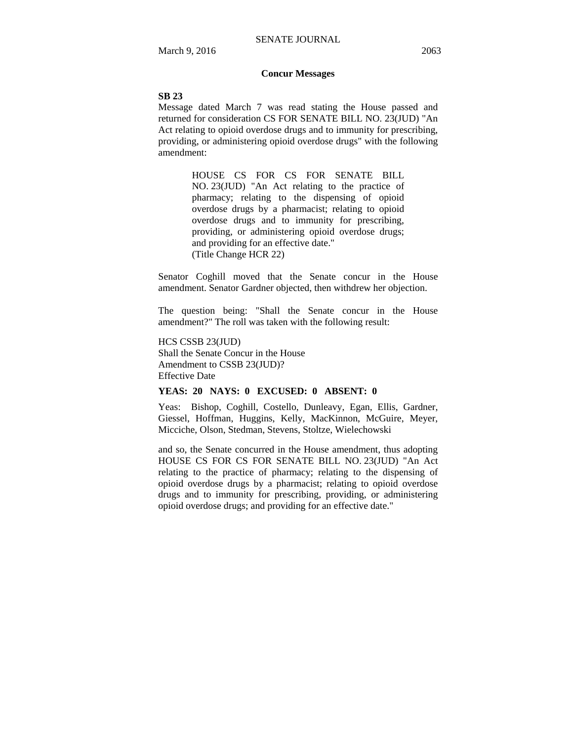## Concur Messages

**SB 23**

Message dated March 7 was read stating the House passed and returned for consideration CS FOR SENATE BILL NO. 23(JUD) "An Act relating to opioid overdose drugs and to immunity for prescribing, providing, or administering opioid overdose drugs" with the following amendment:

> HOUSE CS FOR CS FOR SENATE BILL NO. 23(JUD) "An Act relating to the practice of pharmacy; relating to the dispensing of opioid overdose drugs by a pharmacist; relating to opioid overdose drugs and to immunity for prescribing, providing, or administering opioid overdose drugs; and providing for an effective date."
> (Title Change HCR 22)

Senator Coghill moved that the Senate concur in the House amendment. Senator Gardner objected, then withdrew her objection.

The question being: "Shall the Senate concur in the House amendment?" The roll was taken with the following result:

HCS CSSB 23(JUD)
Shall the Senate Concur in the House
Amendment to CSSB 23(JUD)?
Effective Date

**YEAS: 20 NAYS: 0 EXCUSED: 0 ABSENT: 0**

Yeas: Bishop, Coghill, Costello, Dunleavy, Egan, Ellis, Gardner, Giessel, Hoffman, Huggins, Kelly, MacKinnon, McGuire, Meyer, Micciche, Olson, Stedman, Stevens, Stoltze, Wielechowski

and so, the Senate concurred in the House amendment, thus adopting HOUSE CS FOR CS FOR SENATE BILL NO. 23(JUD) "An Act relating to the practice of pharmacy; relating to the dispensing of opioid overdose drugs by a pharmacist; relating to opioid overdose drugs and to immunity for prescribing, providing, or administering opioid overdose drugs; and providing for an effective date."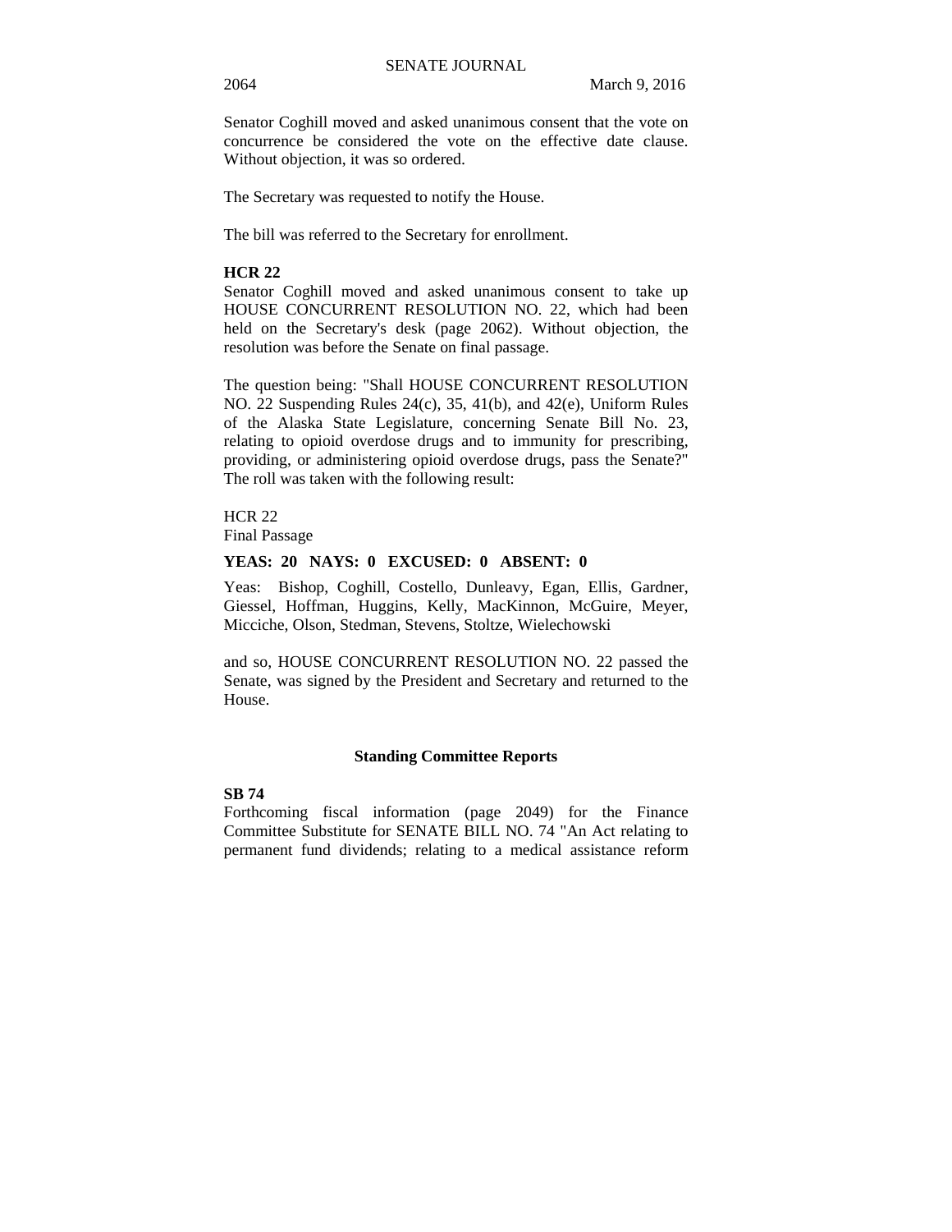Senator Coghill moved and asked unanimous consent that the vote on concurrence be considered the vote on the effective date clause. Without objection, it was so ordered.

The Secretary was requested to notify the House.

The bill was referred to the Secretary for enrollment.

**HCR 22**

Senator Coghill moved and asked unanimous consent to take up HOUSE CONCURRENT RESOLUTION NO. 22, which had been held on the Secretary's desk (page 2062). Without objection, the resolution was before the Senate on final passage.

The question being: "Shall HOUSE CONCURRENT RESOLUTION NO. 22 Suspending Rules 24(c), 35, 41(b), and 42(e), Uniform Rules of the Alaska State Legislature, concerning Senate Bill No. 23, relating to opioid overdose drugs and to immunity for prescribing, providing, or administering opioid overdose drugs, pass the Senate?" The roll was taken with the following result:

HCR 22
Final Passage

**YEAS: 20 NAYS: 0 EXCUSED: 0 ABSENT: 0**

Yeas: Bishop, Coghill, Costello, Dunleavy, Egan, Ellis, Gardner, Giessel, Hoffman, Huggins, Kelly, MacKinnon, McGuire, Meyer, Micciche, Olson, Stedman, Stevens, Stoltze, Wielechowski

and so, HOUSE CONCURRENT RESOLUTION NO. 22 passed the Senate, was signed by the President and Secretary and returned to the House.

## Standing Committee Reports

**SB 74**

Forthcoming fiscal information (page 2049) for the Finance Committee Substitute for SENATE BILL NO. 74 "An Act relating to permanent fund dividends; relating to a medical assistance reform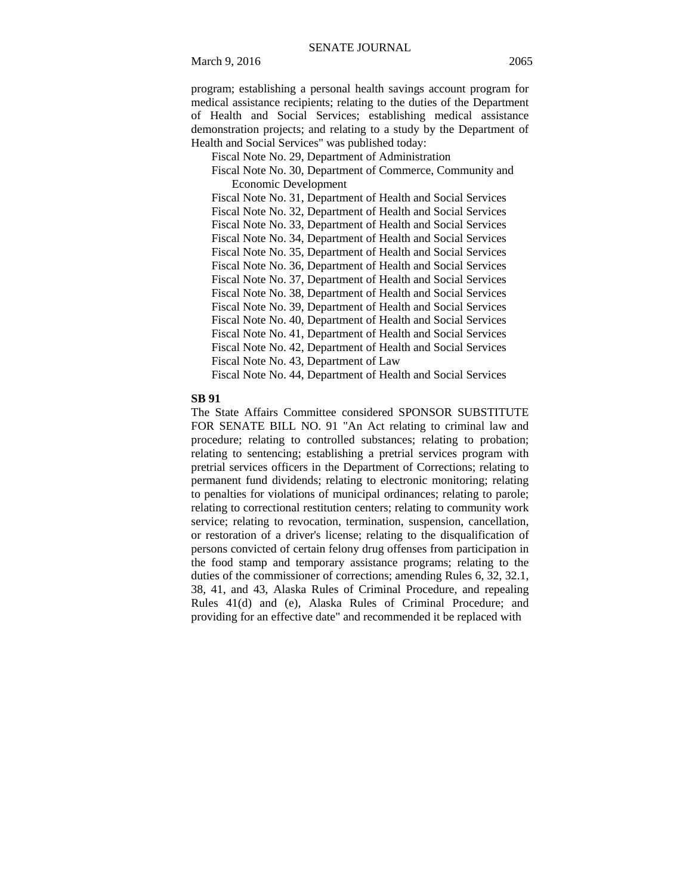program; establishing a personal health savings account program for medical assistance recipients; relating to the duties of the Department of Health and Social Services; establishing medical assistance demonstration projects; and relating to a study by the Department of Health and Social Services" was published today:

Fiscal Note No. 29, Department of Administration
Fiscal Note No. 30, Department of Commerce, Community and Economic Development
Fiscal Note No. 31, Department of Health and Social Services
Fiscal Note No. 32, Department of Health and Social Services
Fiscal Note No. 33, Department of Health and Social Services
Fiscal Note No. 34, Department of Health and Social Services
Fiscal Note No. 35, Department of Health and Social Services
Fiscal Note No. 36, Department of Health and Social Services
Fiscal Note No. 37, Department of Health and Social Services
Fiscal Note No. 38, Department of Health and Social Services
Fiscal Note No. 39, Department of Health and Social Services
Fiscal Note No. 40, Department of Health and Social Services
Fiscal Note No. 41, Department of Health and Social Services
Fiscal Note No. 42, Department of Health and Social Services
Fiscal Note No. 43, Department of Law
Fiscal Note No. 44, Department of Health and Social Services

**SB 91**

The State Affairs Committee considered SPONSOR SUBSTITUTE FOR SENATE BILL NO. 91 "An Act relating to criminal law and procedure; relating to controlled substances; relating to probation; relating to sentencing; establishing a pretrial services program with pretrial services officers in the Department of Corrections; relating to permanent fund dividends; relating to electronic monitoring; relating to penalties for violations of municipal ordinances; relating to parole; relating to correctional restitution centers; relating to community work service; relating to revocation, termination, suspension, cancellation, or restoration of a driver's license; relating to the disqualification of persons convicted of certain felony drug offenses from participation in the food stamp and temporary assistance programs; relating to the duties of the commissioner of corrections; amending Rules 6, 32, 32.1, 38, 41, and 43, Alaska Rules of Criminal Procedure, and repealing Rules 41(d) and (e), Alaska Rules of Criminal Procedure; and providing for an effective date" and recommended it be replaced with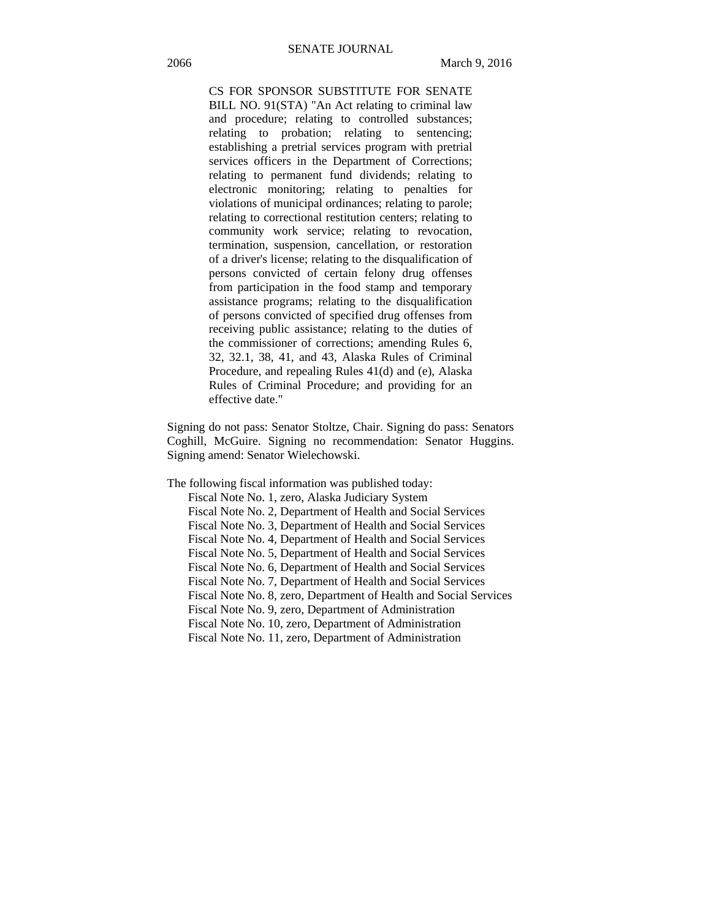CS FOR SPONSOR SUBSTITUTE FOR SENATE BILL NO. 91(STA) "An Act relating to criminal law and procedure; relating to controlled substances; relating to probation; relating to sentencing; establishing a pretrial services program with pretrial services officers in the Department of Corrections; relating to permanent fund dividends; relating to electronic monitoring; relating to penalties for violations of municipal ordinances; relating to parole; relating to correctional restitution centers; relating to community work service; relating to revocation, termination, suspension, cancellation, or restoration of a driver's license; relating to the disqualification of persons convicted of certain felony drug offenses from participation in the food stamp and temporary assistance programs; relating to the disqualification of persons convicted of specified drug offenses from receiving public assistance; relating to the duties of the commissioner of corrections; amending Rules 6, 32, 32.1, 38, 41, and 43, Alaska Rules of Criminal Procedure, and repealing Rules 41(d) and (e), Alaska Rules of Criminal Procedure; and providing for an effective date."

Signing do not pass: Senator Stoltze, Chair. Signing do pass: Senators Coghill, McGuire. Signing no recommendation: Senator Huggins. Signing amend: Senator Wielechowski.

The following fiscal information was published today:

Fiscal Note No. 1, zero, Alaska Judiciary System
Fiscal Note No. 2, Department of Health and Social Services
Fiscal Note No. 3, Department of Health and Social Services
Fiscal Note No. 4, Department of Health and Social Services
Fiscal Note No. 5, Department of Health and Social Services
Fiscal Note No. 6, Department of Health and Social Services
Fiscal Note No. 7, Department of Health and Social Services
Fiscal Note No. 8, zero, Department of Health and Social Services
Fiscal Note No. 9, zero, Department of Administration
Fiscal Note No. 10, zero, Department of Administration
Fiscal Note No. 11, zero, Department of Administration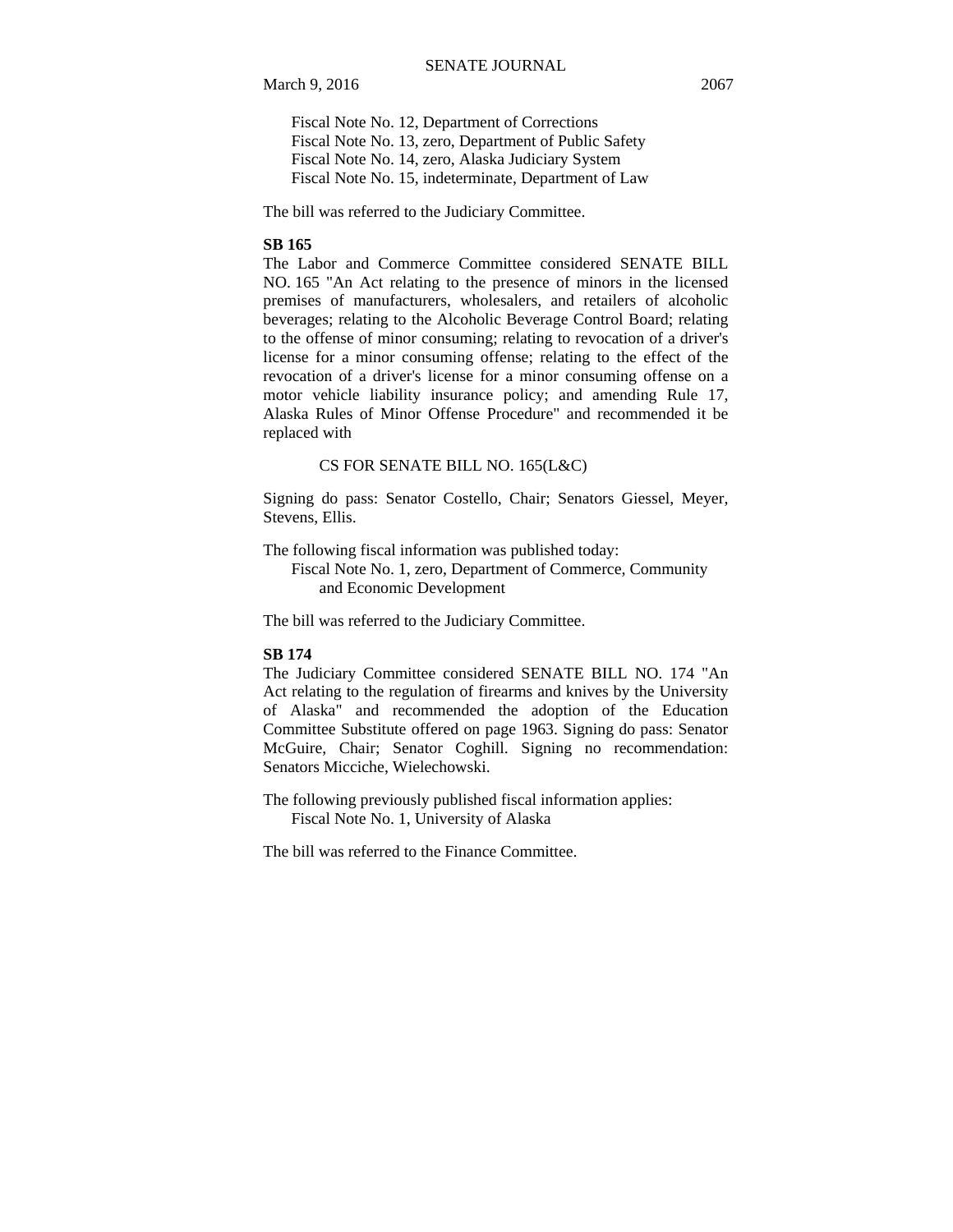Fiscal Note No. 12, Department of Corrections
Fiscal Note No. 13, zero, Department of Public Safety
Fiscal Note No. 14, zero, Alaska Judiciary System
Fiscal Note No. 15, indeterminate, Department of Law

The bill was referred to the Judiciary Committee.

**SB 165**

The Labor and Commerce Committee considered SENATE BILL NO. 165 "An Act relating to the presence of minors in the licensed premises of manufacturers, wholesalers, and retailers of alcoholic beverages; relating to the Alcoholic Beverage Control Board; relating to the offense of minor consuming; relating to revocation of a driver's license for a minor consuming offense; relating to the effect of the revocation of a driver's license for a minor consuming offense on a motor vehicle liability insurance policy; and amending Rule 17, Alaska Rules of Minor Offense Procedure" and recommended it be replaced with

CS FOR SENATE BILL NO. 165(L&C)

Signing do pass: Senator Costello, Chair; Senators Giessel, Meyer, Stevens, Ellis.

The following fiscal information was published today:
Fiscal Note No. 1, zero, Department of Commerce, Community and Economic Development

The bill was referred to the Judiciary Committee.

**SB 174**

The Judiciary Committee considered SENATE BILL NO. 174 "An Act relating to the regulation of firearms and knives by the University of Alaska" and recommended the adoption of the Education Committee Substitute offered on page 1963. Signing do pass: Senator McGuire, Chair; Senator Coghill. Signing no recommendation: Senators Micciche, Wielechowski.

The following previously published fiscal information applies:
Fiscal Note No. 1, University of Alaska

The bill was referred to the Finance Committee.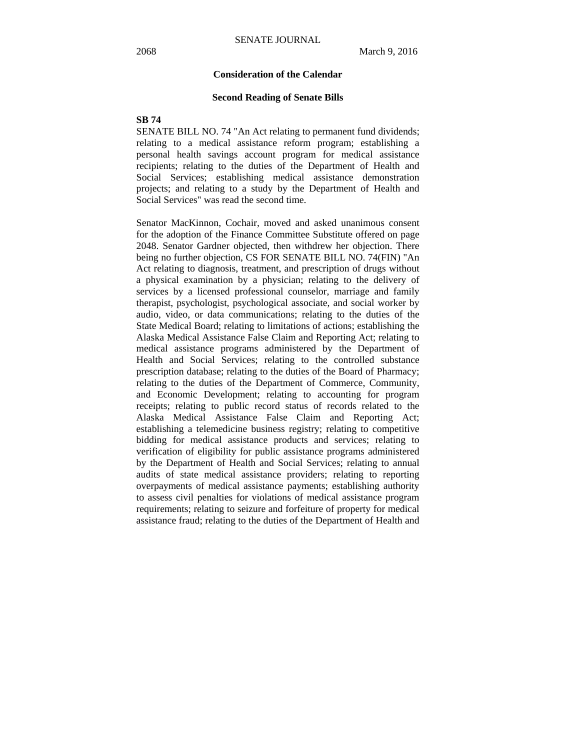## Consideration of the Calendar

### Second Reading of Senate Bills

**SB 74**

SENATE BILL NO. 74 "An Act relating to permanent fund dividends; relating to a medical assistance reform program; establishing a personal health savings account program for medical assistance recipients; relating to the duties of the Department of Health and Social Services; establishing medical assistance demonstration projects; and relating to a study by the Department of Health and Social Services" was read the second time.

Senator MacKinnon, Cochair, moved and asked unanimous consent for the adoption of the Finance Committee Substitute offered on page 2048. Senator Gardner objected, then withdrew her objection. There being no further objection, CS FOR SENATE BILL NO. 74(FIN) "An Act relating to diagnosis, treatment, and prescription of drugs without a physical examination by a physician; relating to the delivery of services by a licensed professional counselor, marriage and family therapist, psychologist, psychological associate, and social worker by audio, video, or data communications; relating to the duties of the State Medical Board; relating to limitations of actions; establishing the Alaska Medical Assistance False Claim and Reporting Act; relating to medical assistance programs administered by the Department of Health and Social Services; relating to the controlled substance prescription database; relating to the duties of the Board of Pharmacy; relating to the duties of the Department of Commerce, Community, and Economic Development; relating to accounting for program receipts; relating to public record status of records related to the Alaska Medical Assistance False Claim and Reporting Act; establishing a telemedicine business registry; relating to competitive bidding for medical assistance products and services; relating to verification of eligibility for public assistance programs administered by the Department of Health and Social Services; relating to annual audits of state medical assistance providers; relating to reporting overpayments of medical assistance payments; establishing authority to assess civil penalties for violations of medical assistance program requirements; relating to seizure and forfeiture of property for medical assistance fraud; relating to the duties of the Department of Health and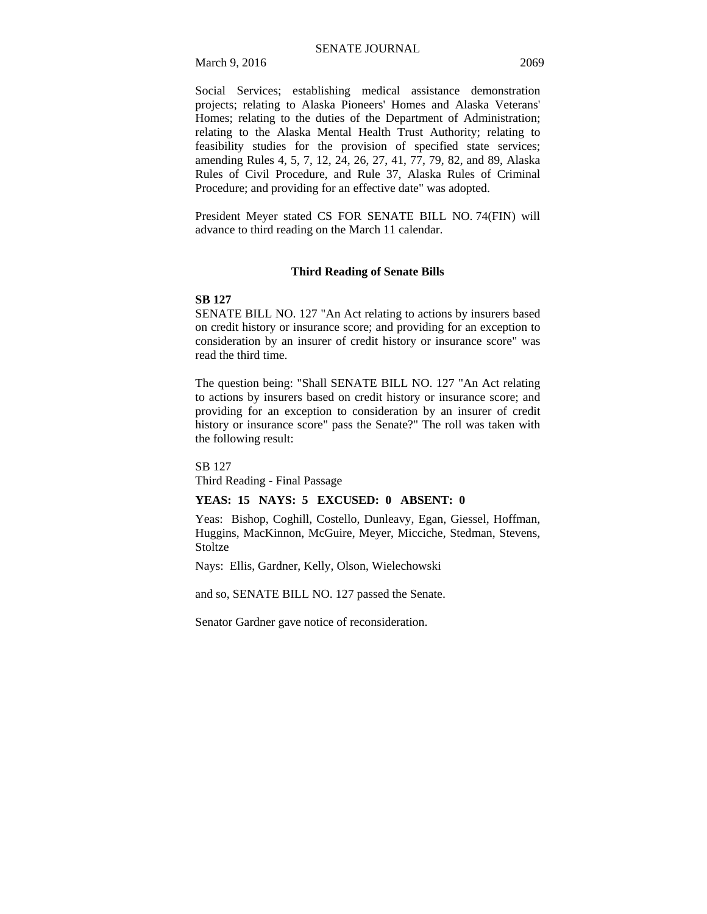Social Services; establishing medical assistance demonstration projects; relating to Alaska Pioneers' Homes and Alaska Veterans' Homes; relating to the duties of the Department of Administration; relating to the Alaska Mental Health Trust Authority; relating to feasibility studies for the provision of specified state services; amending Rules 4, 5, 7, 12, 24, 26, 27, 41, 77, 79, 82, and 89, Alaska Rules of Civil Procedure, and Rule 37, Alaska Rules of Criminal Procedure; and providing for an effective date" was adopted.

President Meyer stated CS FOR SENATE BILL NO. 74(FIN) will advance to third reading on the March 11 calendar.

## Third Reading of Senate Bills

**SB 127**

SENATE BILL NO. 127 "An Act relating to actions by insurers based on credit history or insurance score; and providing for an exception to consideration by an insurer of credit history or insurance score" was read the third time.

The question being: "Shall SENATE BILL NO. 127 "An Act relating to actions by insurers based on credit history or insurance score; and providing for an exception to consideration by an insurer of credit history or insurance score" pass the Senate?" The roll was taken with the following result:

SB 127
Third Reading - Final Passage

**YEAS: 15 NAYS: 5 EXCUSED: 0 ABSENT: 0**

Yeas: Bishop, Coghill, Costello, Dunleavy, Egan, Giessel, Hoffman, Huggins, MacKinnon, McGuire, Meyer, Micciche, Stedman, Stevens, Stoltze

Nays: Ellis, Gardner, Kelly, Olson, Wielechowski

and so, SENATE BILL NO. 127 passed the Senate.

Senator Gardner gave notice of reconsideration.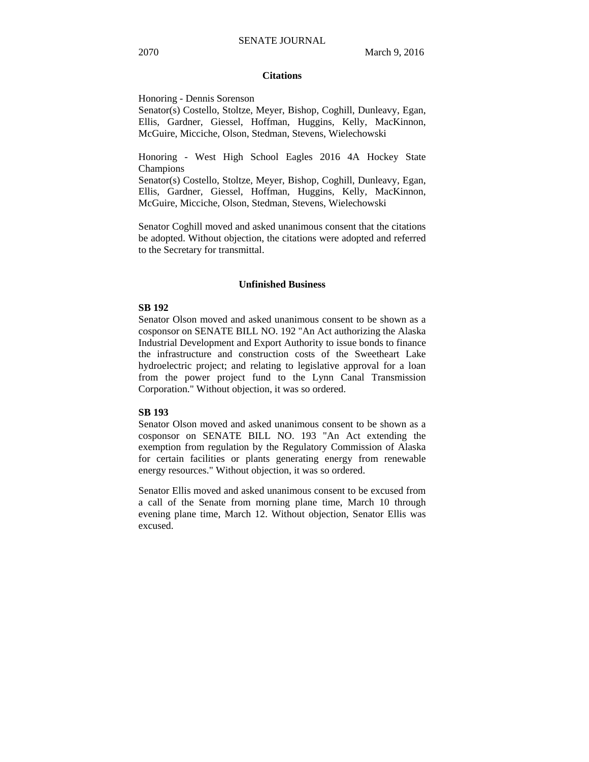## Citations

Honoring - Dennis Sorenson
Senator(s) Costello, Stoltze, Meyer, Bishop, Coghill, Dunleavy, Egan, Ellis, Gardner, Giessel, Hoffman, Huggins, Kelly, MacKinnon, McGuire, Micciche, Olson, Stedman, Stevens, Wielechowski

Honoring - West High School Eagles 2016 4A Hockey State Champions
Senator(s) Costello, Stoltze, Meyer, Bishop, Coghill, Dunleavy, Egan, Ellis, Gardner, Giessel, Hoffman, Huggins, Kelly, MacKinnon, McGuire, Micciche, Olson, Stedman, Stevens, Wielechowski

Senator Coghill moved and asked unanimous consent that the citations be adopted. Without objection, the citations were adopted and referred to the Secretary for transmittal.

## Unfinished Business

**SB 192**

Senator Olson moved and asked unanimous consent to be shown as a cosponsor on SENATE BILL NO. 192 "An Act authorizing the Alaska Industrial Development and Export Authority to issue bonds to finance the infrastructure and construction costs of the Sweetheart Lake hydroelectric project; and relating to legislative approval for a loan from the power project fund to the Lynn Canal Transmission Corporation." Without objection, it was so ordered.

**SB 193**

Senator Olson moved and asked unanimous consent to be shown as a cosponsor on SENATE BILL NO. 193 "An Act extending the exemption from regulation by the Regulatory Commission of Alaska for certain facilities or plants generating energy from renewable energy resources." Without objection, it was so ordered.

Senator Ellis moved and asked unanimous consent to be excused from a call of the Senate from morning plane time, March 10 through evening plane time, March 12. Without objection, Senator Ellis was excused.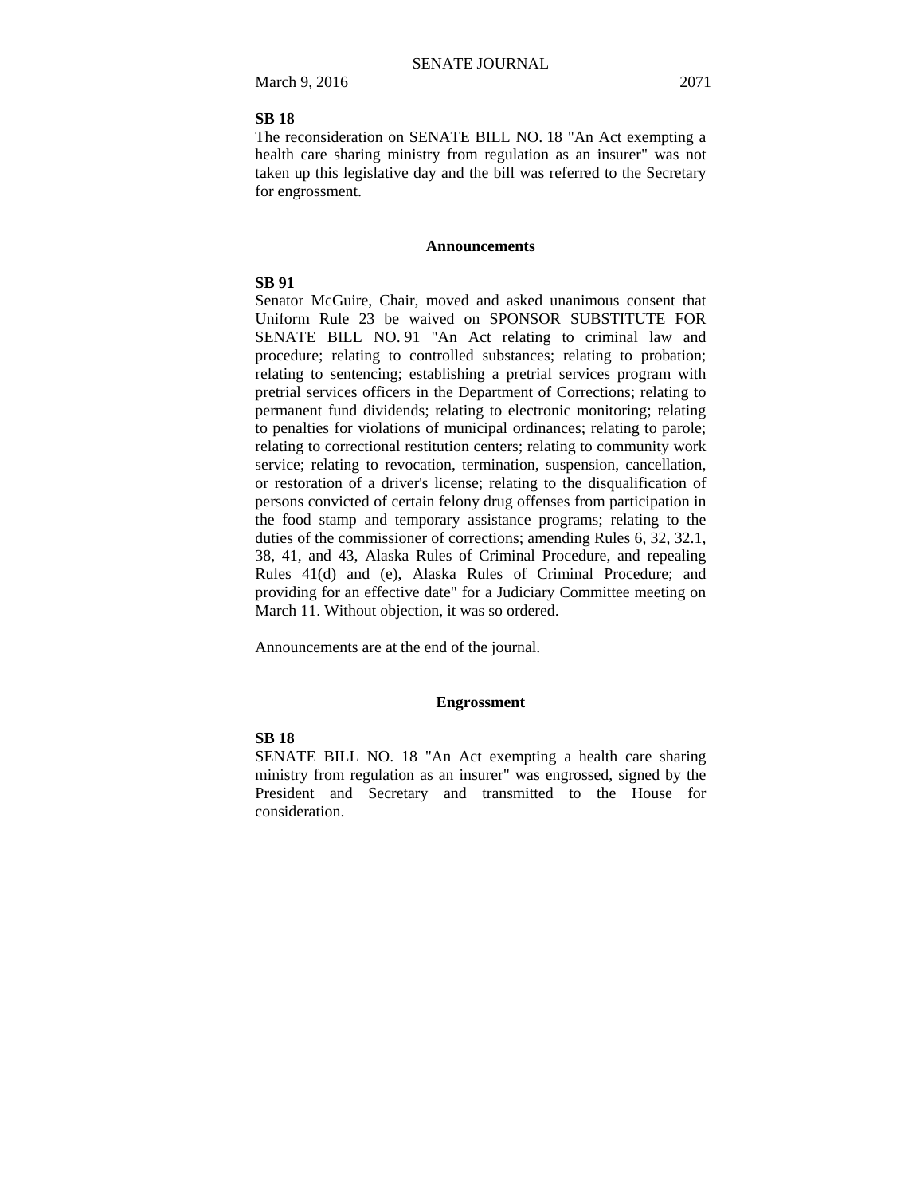**SB 18**

The reconsideration on SENATE BILL NO. 18 "An Act exempting a health care sharing ministry from regulation as an insurer" was not taken up this legislative day and the bill was referred to the Secretary for engrossment.

## Announcements

**SB 91**

Senator McGuire, Chair, moved and asked unanimous consent that Uniform Rule 23 be waived on SPONSOR SUBSTITUTE FOR SENATE BILL NO. 91 "An Act relating to criminal law and procedure; relating to controlled substances; relating to probation; relating to sentencing; establishing a pretrial services program with pretrial services officers in the Department of Corrections; relating to permanent fund dividends; relating to electronic monitoring; relating to penalties for violations of municipal ordinances; relating to parole; relating to correctional restitution centers; relating to community work service; relating to revocation, termination, suspension, cancellation, or restoration of a driver's license; relating to the disqualification of persons convicted of certain felony drug offenses from participation in the food stamp and temporary assistance programs; relating to the duties of the commissioner of corrections; amending Rules 6, 32, 32.1, 38, 41, and 43, Alaska Rules of Criminal Procedure, and repealing Rules 41(d) and (e), Alaska Rules of Criminal Procedure; and providing for an effective date" for a Judiciary Committee meeting on March 11. Without objection, it was so ordered.

Announcements are at the end of the journal.

## Engrossment

**SB 18**

SENATE BILL NO. 18 "An Act exempting a health care sharing ministry from regulation as an insurer" was engrossed, signed by the President and Secretary and transmitted to the House for consideration.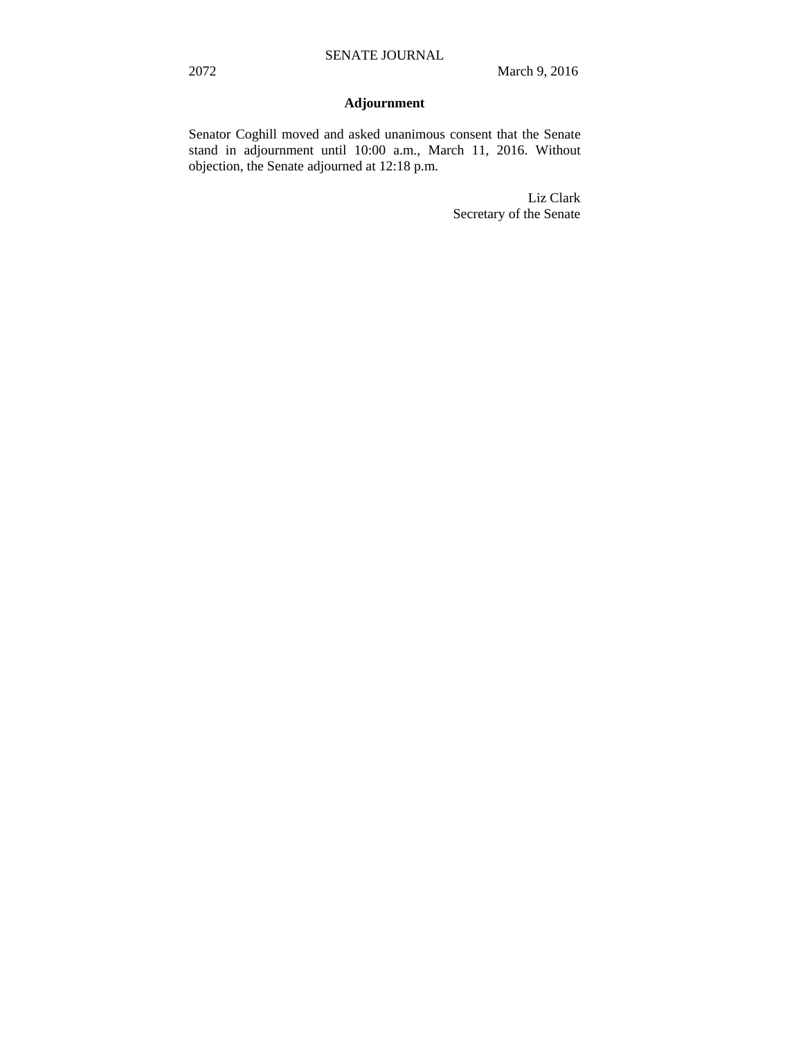## Adjournment

Senator Coghill moved and asked unanimous consent that the Senate stand in adjournment until 10:00 a.m., March 11, 2016. Without objection, the Senate adjourned at 12:18 p.m.

Liz Clark
Secretary of the Senate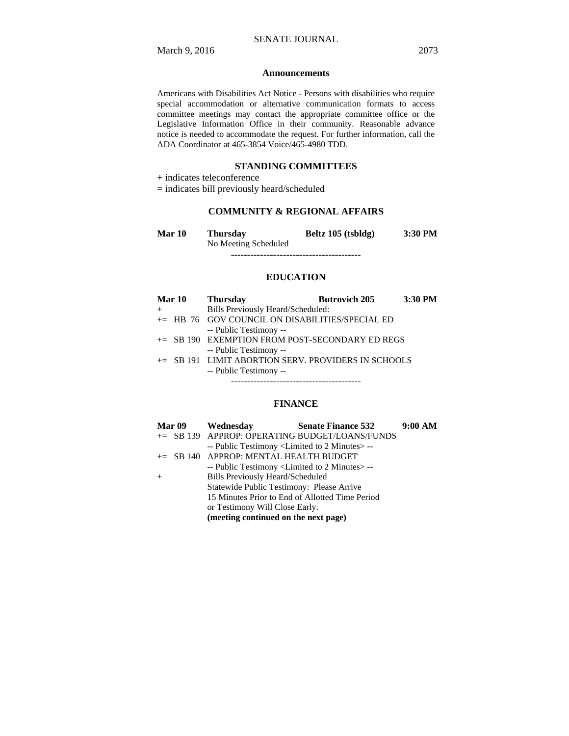### Announcements

Americans with Disabilities Act Notice - Persons with disabilities who require special accommodation or alternative communication formats to access committee meetings may contact the appropriate committee office or the Legislative Information Office in their community. Reasonable advance notice is needed to accommodate the request. For further information, call the ADA Coordinator at 465-3854 Voice/465-4980 TDD.

## STANDING COMMITTEES

+ indicates teleconference
= indicates bill previously heard/scheduled

### COMMUNITY & REGIONAL AFFAIRS

| **Mar 10** | **Thursday** | **Beltz 105 (tsbldg)** | **3:30 PM** |
|---|---|---|---|
| | No Meeting Scheduled | | |

----------------------------------------

### EDUCATION

| **Mar 10** | **Thursday** | **Butrovich 205** | **3:30 PM** |
|---|---|---|---|
| + | Bills Previously Heard/Scheduled: | | |
| += HB 76 | GOV COUNCIL ON DISABILITIES/SPECIAL ED | | |
| | -- Public Testimony -- | | |
| += SB 190 | EXEMPTION FROM POST-SECONDARY ED REGS | | |
| | -- Public Testimony -- | | |
| += SB 191 | LIMIT ABORTION SERV. PROVIDERS IN SCHOOLS | | |
| | -- Public Testimony -- | | |

----------------------------------------

### FINANCE

| **Mar 09** | **Wednesday** | **Senate Finance 532** | **9:00 AM** |
|---|---|---|---|
| += SB 139 | APPROP: OPERATING BUDGET/LOANS/FUNDS | | |
| | -- Public Testimony <Limited to 2 Minutes> -- | | |
| += SB 140 | APPROP: MENTAL HEALTH BUDGET | | |
| | -- Public Testimony <Limited to 2 Minutes> -- | | |
| + | Bills Previously Heard/Scheduled | | |
| | Statewide Public Testimony: Please Arrive 15 Minutes Prior to End of Allotted Time Period or Testimony Will Close Early. | | |
| | **(meeting continued on the next page)** | | |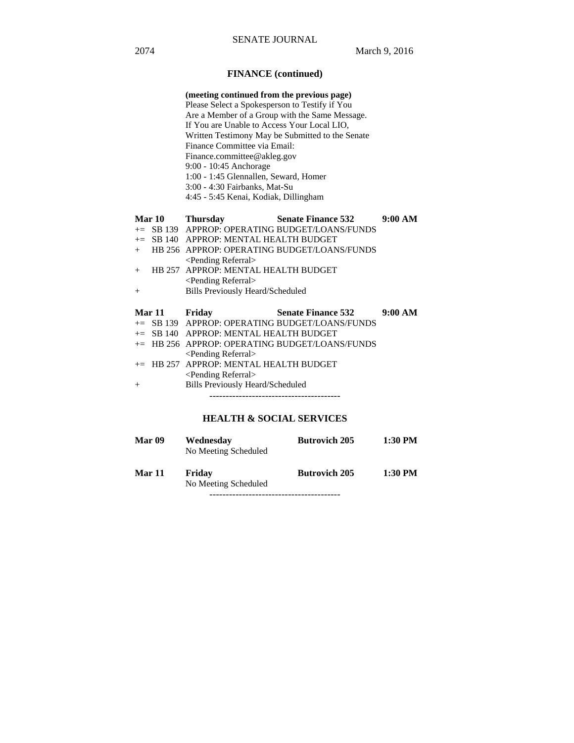## FINANCE (continued)

**(meeting continued from the previous page)**
Please Select a Spokesperson to Testify if You Are a Member of a Group with the Same Message. If You are Unable to Access Your Local LIO, Written Testimony May be Submitted to the Senate Finance Committee via Email: Finance.committee@akleg.gov
9:00 - 10:45 Anchorage
1:00 - 1:45 Glennallen, Seward, Homer
3:00 - 4:30 Fairbanks, Mat-Su
4:45 - 5:45 Kenai, Kodiak, Dillingham

| **Mar 10** | **Thursday** | **Senate Finance 532** | **9:00 AM** |
|---|---|---|---|
| += SB 139 | APPROP: OPERATING BUDGET/LOANS/FUNDS | | |
| += SB 140 | APPROP: MENTAL HEALTH BUDGET | | |
| + HB 256 | APPROP: OPERATING BUDGET/LOANS/FUNDS <Pending Referral> | | |
| + HB 257 | APPROP: MENTAL HEALTH BUDGET <Pending Referral> | | |
| + | Bills Previously Heard/Scheduled | | |

| **Mar 11** | **Friday** | **Senate Finance 532** | **9:00 AM** |
|---|---|---|---|
| += SB 139 | APPROP: OPERATING BUDGET/LOANS/FUNDS | | |
| += SB 140 | APPROP: MENTAL HEALTH BUDGET | | |
| += HB 256 | APPROP: OPERATING BUDGET/LOANS/FUNDS <Pending Referral> | | |
| += HB 257 | APPROP: MENTAL HEALTH BUDGET <Pending Referral> | | |
| + | Bills Previously Heard/Scheduled | | |

----------------------------------------

## HEALTH & SOCIAL SERVICES

| **Mar 09** | **Wednesday** | **Butrovich 205** | **1:30 PM** |
|---|---|---|---|
| | No Meeting Scheduled | | |

| **Mar 11** | **Friday** | **Butrovich 205** | **1:30 PM** |
|---|---|---|---|
| | No Meeting Scheduled | | |

----------------------------------------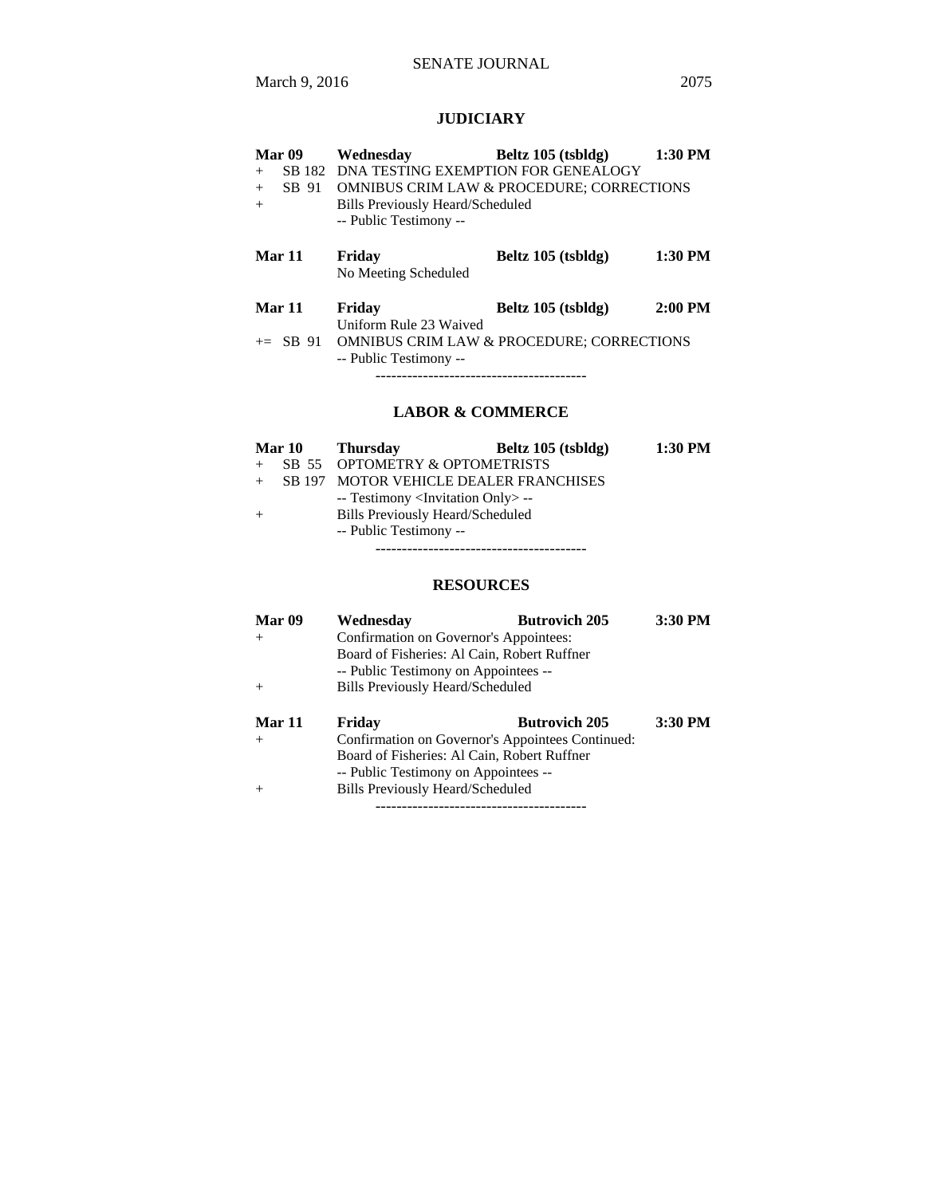## JUDICIARY

**Mar 09** **Wednesday** **Beltz 105 (tsbldg)** **1:30 PM**

+ SB 182 DNA TESTING EXEMPTION FOR GENEALOGY
+ SB 91 OMNIBUS CRIM LAW & PROCEDURE; CORRECTIONS
+ Bills Previously Heard/Scheduled

-- Public Testimony --

**Mar 11** **Friday** **Beltz 105 (tsbldg)** **1:30 PM**

No Meeting Scheduled

**Mar 11** **Friday** **Beltz 105 (tsbldg)** **2:00 PM**

Uniform Rule 23 Waived

+= SB 91 OMNIBUS CRIM LAW & PROCEDURE; CORRECTIONS

-- Public Testimony --

----------------------------------------

## LABOR & COMMERCE

**Mar 10** **Thursday** **Beltz 105 (tsbldg)** **1:30 PM**

+ SB 55 OPTOMETRY & OPTOMETRISTS
+ SB 197 MOTOR VEHICLE DEALER FRANCHISES

-- Testimony <Invitation Only> --

+ Bills Previously Heard/Scheduled

-- Public Testimony --

----------------------------------------

## RESOURCES

**Mar 09** **Wednesday** **Butrovich 205** **3:30 PM**

+ Confirmation on Governor's Appointees:

Board of Fisheries: Al Cain, Robert Ruffner

-- Public Testimony on Appointees --

+ Bills Previously Heard/Scheduled

**Mar 11** **Friday** **Butrovich 205** **3:30 PM**

+ Confirmation on Governor's Appointees Continued:

Board of Fisheries: Al Cain, Robert Ruffner

-- Public Testimony on Appointees --

+ Bills Previously Heard/Scheduled

----------------------------------------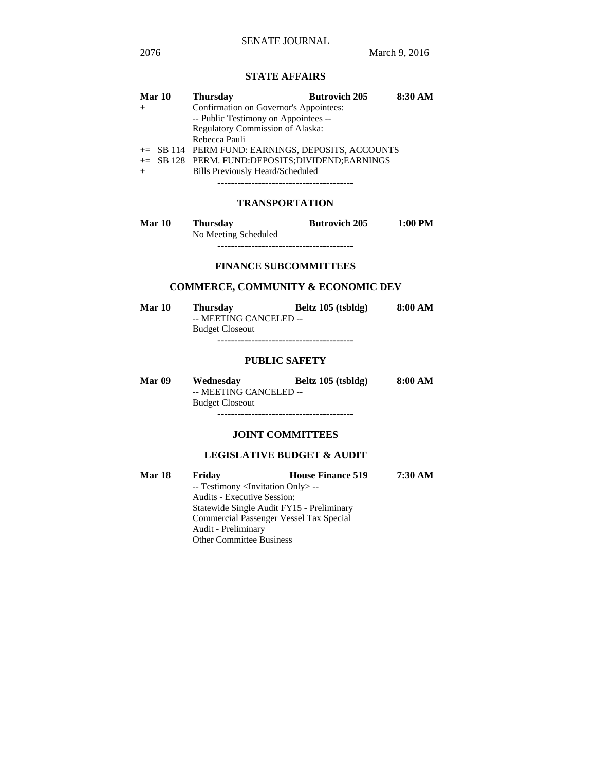## STATE AFFAIRS

| **Mar 10** | **Thursday** | **Butrovich 205** | **8:30 AM** |
|---|---|---|---|
| + | Confirmation on Governor's Appointees: | | |
| | -- Public Testimony on Appointees -- | | |
| | Regulatory Commission of Alaska: | | |
| | Rebecca Pauli | | |
| += SB 114 | PERM FUND: EARNINGS, DEPOSITS, ACCOUNTS | | |
| += SB 128 | PERM. FUND:DEPOSITS;DIVIDEND;EARNINGS | | |
| + | Bills Previously Heard/Scheduled | | |

----------------------------------------

## TRANSPORTATION

| **Mar 10** | **Thursday** | **Butrovich 205** | **1:00 PM** |
|---|---|---|---|
| | No Meeting Scheduled | | |

----------------------------------------

## FINANCE SUBCOMMITTEES

## COMMERCE, COMMUNITY & ECONOMIC DEV

| **Mar 10** | **Thursday** | **Beltz 105 (tsbldg)** | **8:00 AM** |
|---|---|---|---|
| | -- MEETING CANCELED -- | | |
| | Budget Closeout | | |

----------------------------------------

## PUBLIC SAFETY

| **Mar 09** | **Wednesday** | **Beltz 105 (tsbldg)** | **8:00 AM** |
|---|---|---|---|
| | -- MEETING CANCELED -- | | |
| | Budget Closeout | | |

----------------------------------------

## JOINT COMMITTEES

## LEGISLATIVE BUDGET & AUDIT

| **Mar 18** | **Friday** | **House Finance 519** | **7:30 AM** |
|---|---|---|---|
| | -- Testimony <Invitation Only> -- | | |
| | Audits - Executive Session: | | |
| | Statewide Single Audit FY15 - Preliminary | | |
| | Commercial Passenger Vessel Tax Special Audit - Preliminary | | |
| | Other Committee Business | | |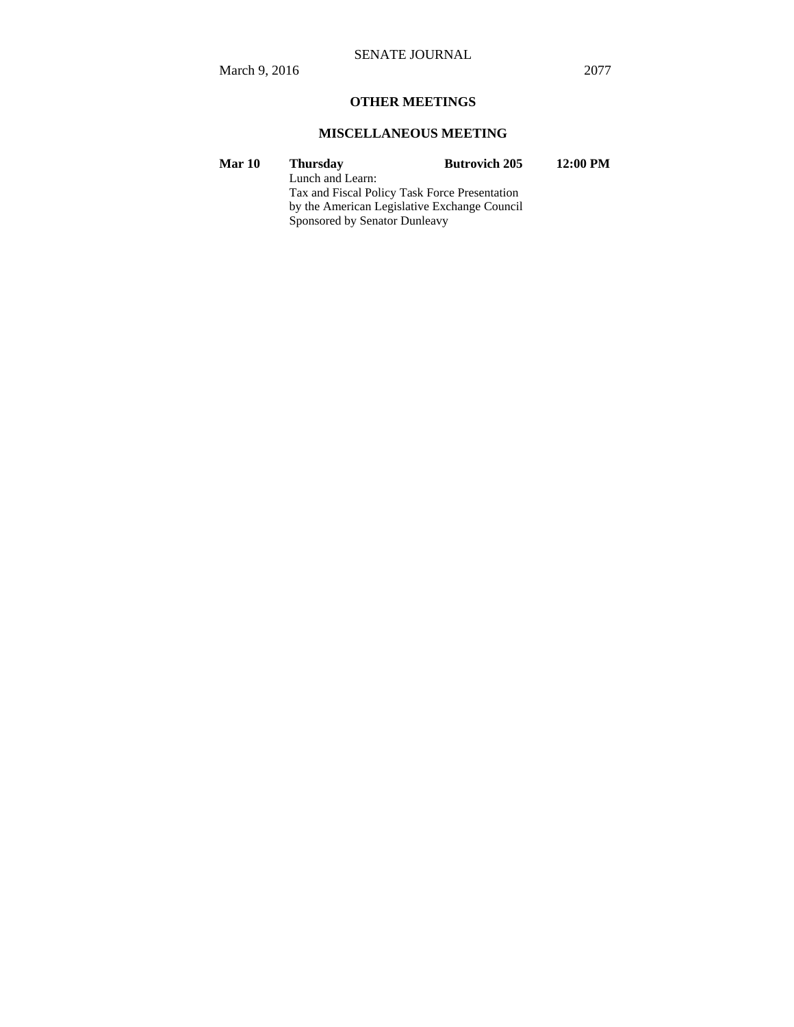## OTHER MEETINGS

### MISCELLANEOUS MEETING

| | | | |
|---|---|---|---|
| **Mar 10** | **Thursday** | **Butrovich 205** | **12:00 PM** |

Lunch and Learn:
Tax and Fiscal Policy Task Force Presentation
by the American Legislative Exchange Council
Sponsored by Senator Dunleavy